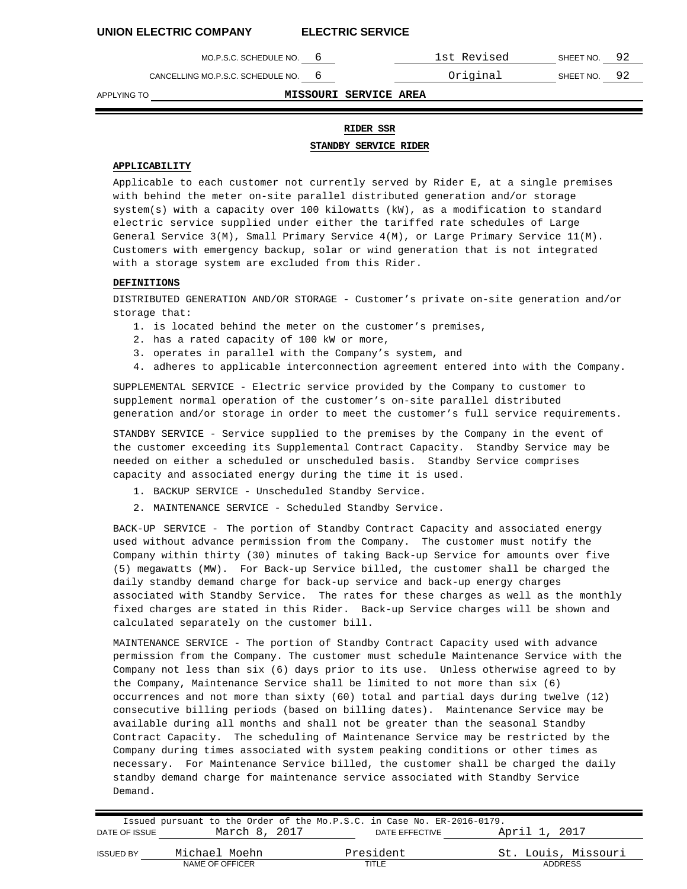UNION ELECTRIC COMPANY ELECTRIC SERVICE

| | | | |
|---|---|---|---|
| MO.P.S.C. SCHEDULE NO. 6 | 1st Revised | SHEET NO. | 92 |
| CANCELLING MO.P.S.C. SCHEDULE NO. 6 | Original | SHEET NO. | 92 |

APPLYING TO **MISSOURI SERVICE AREA**

## RIDER SSR

## STANDBY SERVICE RIDER

**APPLICABILITY**

Applicable to each customer not currently served by Rider E, at a single premises with behind the meter on-site parallel distributed generation and/or storage system(s) with a capacity over 100 kilowatts (kW), as a modification to standard electric service supplied under either the tariffed rate schedules of Large General Service 3(M), Small Primary Service 4(M), or Large Primary Service 11(M). Customers with emergency backup, solar or wind generation that is not integrated with a storage system are excluded from this Rider.

**DEFINITIONS**

DISTRIBUTED GENERATION AND/OR STORAGE - Customer's private on-site generation and/or storage that:

1. is located behind the meter on the customer's premises,
2. has a rated capacity of 100 kW or more,
3. operates in parallel with the Company's system, and
4. adheres to applicable interconnection agreement entered into with the Company.

SUPPLEMENTAL SERVICE - Electric service provided by the Company to customer to supplement normal operation of the customer's on-site parallel distributed generation and/or storage in order to meet the customer's full service requirements.

STANDBY SERVICE - Service supplied to the premises by the Company in the event of the customer exceeding its Supplemental Contract Capacity. Standby Service may be needed on either a scheduled or unscheduled basis. Standby Service comprises capacity and associated energy during the time it is used.

1. BACKUP SERVICE - Unscheduled Standby Service.
2. MAINTENANCE SERVICE - Scheduled Standby Service.

BACK-UP SERVICE - The portion of Standby Contract Capacity and associated energy used without advance permission from the Company. The customer must notify the Company within thirty (30) minutes of taking Back-up Service for amounts over five (5) megawatts (MW). For Back-up Service billed, the customer shall be charged the daily standby demand charge for back-up service and back-up energy charges associated with Standby Service. The rates for these charges as well as the monthly fixed charges are stated in this Rider. Back-up Service charges will be shown and calculated separately on the customer bill.

MAINTENANCE SERVICE - The portion of Standby Contract Capacity used with advance permission from the Company. The customer must schedule Maintenance Service with the Company not less than six (6) days prior to its use. Unless otherwise agreed to by the Company, Maintenance Service shall be limited to not more than six (6) occurrences and not more than sixty (60) total and partial days during twelve (12) consecutive billing periods (based on billing dates). Maintenance Service may be available during all months and shall not be greater than the seasonal Standby Contract Capacity. The scheduling of Maintenance Service may be restricted by the Company during times associated with system peaking conditions or other times as necessary. For Maintenance Service billed, the customer shall be charged the daily standby demand charge for maintenance service associated with Standby Service Demand.

Issued pursuant to the Order of the Mo.P.S.C. in Case No. ER-2016-0179.

| DATE OF ISSUE | March 8, 2017 | DATE EFFECTIVE | April 1, 2017 |
|---|---|---|---|
| ISSUED BY | Michael Moehn | President | St. Louis, Missouri |
| | NAME OF OFFICER | TITLE | ADDRESS |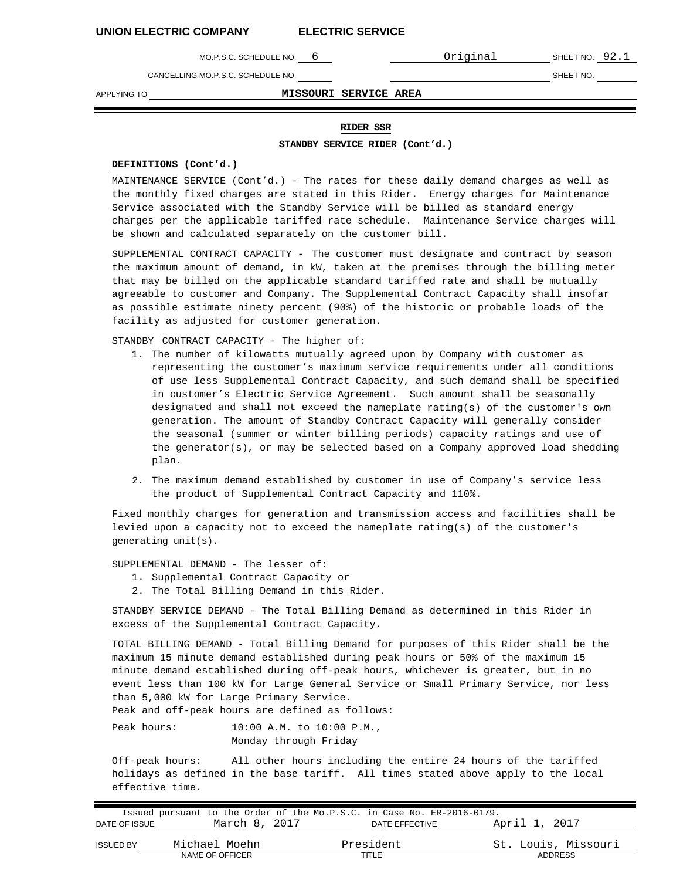**RIDER SSR**

**STANDBY SERVICE RIDER (Cont'd.)**

**DEFINITIONS (Cont'd.)**

MAINTENANCE SERVICE (Cont'd.) - The rates for these daily demand charges as well as the monthly fixed charges are stated in this Rider. Energy charges for Maintenance Service associated with the Standby Service will be billed as standard energy charges per the applicable tariffed rate schedule. Maintenance Service charges will be shown and calculated separately on the customer bill.

SUPPLEMENTAL CONTRACT CAPACITY - The customer must designate and contract by season the maximum amount of demand, in kW, taken at the premises through the billing meter that may be billed on the applicable standard tariffed rate and shall be mutually agreeable to customer and Company. The Supplemental Contract Capacity shall insofar as possible estimate ninety percent (90%) of the historic or probable loads of the facility as adjusted for customer generation.

STANDBY CONTRACT CAPACITY - The higher of:

1. The number of kilowatts mutually agreed upon by Company with customer as representing the customer's maximum service requirements under all conditions of use less Supplemental Contract Capacity, and such demand shall be specified in customer's Electric Service Agreement. Such amount shall be seasonally designated and shall not exceed the nameplate rating(s) of the customer's own generation. The amount of Standby Contract Capacity will generally consider the seasonal (summer or winter billing periods) capacity ratings and use of the generator(s), or may be selected based on a Company approved load shedding plan.
2. The maximum demand established by customer in use of Company's service less the product of Supplemental Contract Capacity and 110%.

Fixed monthly charges for generation and transmission access and facilities shall be levied upon a capacity not to exceed the nameplate rating(s) of the customer's generating unit(s).

SUPPLEMENTAL DEMAND - The lesser of:

1. Supplemental Contract Capacity or
2. The Total Billing Demand in this Rider.

STANDBY SERVICE DEMAND - The Total Billing Demand as determined in this Rider in excess of the Supplemental Contract Capacity.

TOTAL BILLING DEMAND - Total Billing Demand for purposes of this Rider shall be the maximum 15 minute demand established during peak hours or 50% of the maximum 15 minute demand established during off-peak hours, whichever is greater, but in no event less than 100 kW for Large General Service or Small Primary Service, nor less than 5,000 kW for Large Primary Service.

Peak and off-peak hours are defined as follows:

Peak hours: 10:00 A.M. to 10:00 P.M., Monday through Friday

Off-peak hours: All other hours including the entire 24 hours of the tariffed holidays as defined in the base tariff. All times stated above apply to the local effective time.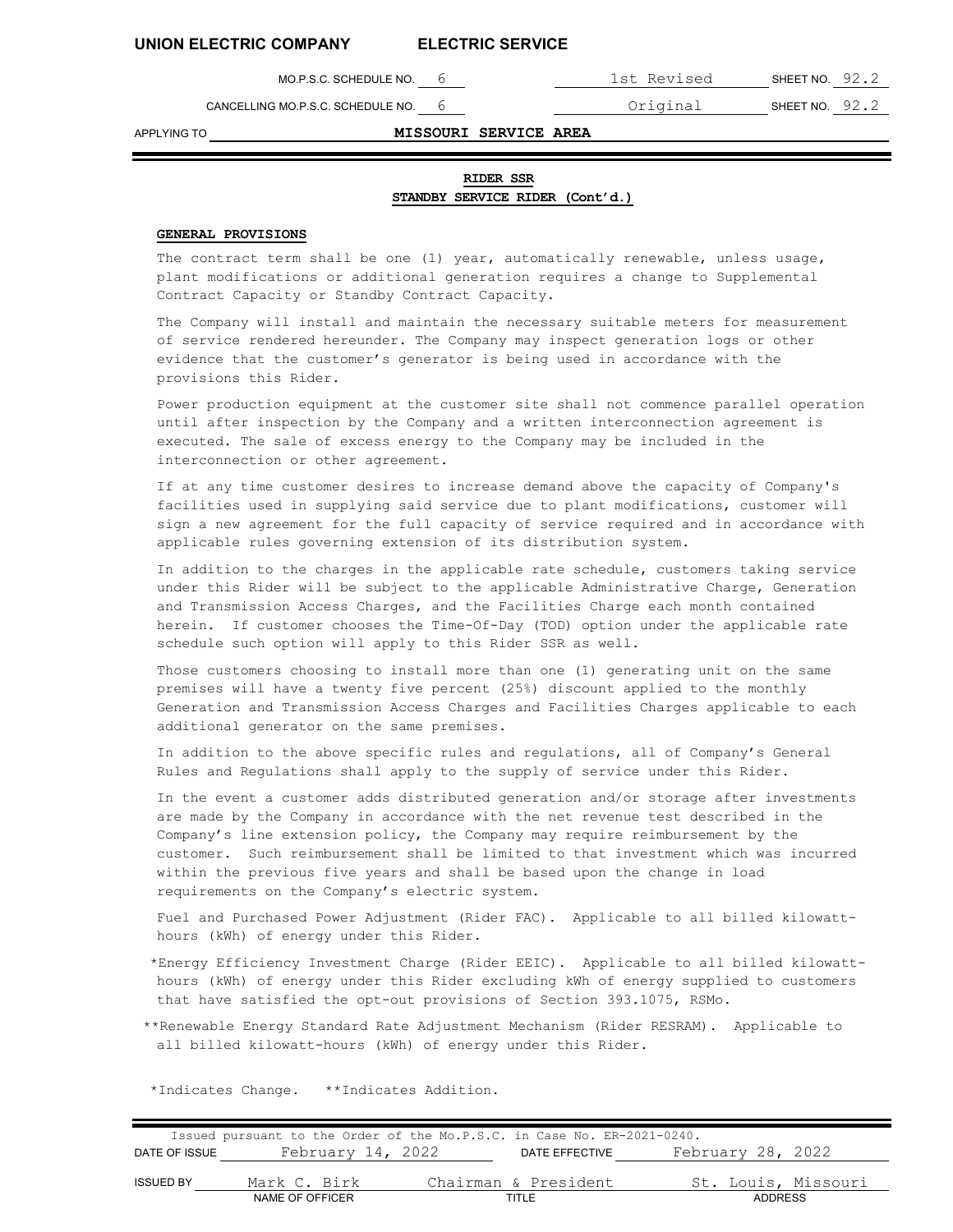**UNION ELECTRIC COMPANY** **ELECTRIC SERVICE**

| MO.P.S.C. SCHEDULE NO. 6 | 1st Revised | SHEET NO. 92.2 |
|---|---|---|
| CANCELLING MO.P.S.C. SCHEDULE NO. 6 | Original | SHEET NO. 92.2 |

APPLYING TO **MISSOURI SERVICE AREA**

## RIDER SSR
## STANDBY SERVICE RIDER (Cont'd.)

### GENERAL PROVISIONS

The contract term shall be one (1) year, automatically renewable, unless usage, plant modifications or additional generation requires a change to Supplemental Contract Capacity or Standby Contract Capacity.

The Company will install and maintain the necessary suitable meters for measurement of service rendered hereunder. The Company may inspect generation logs or other evidence that the customer's generator is being used in accordance with the provisions this Rider.

Power production equipment at the customer site shall not commence parallel operation until after inspection by the Company and a written interconnection agreement is executed. The sale of excess energy to the Company may be included in the interconnection or other agreement.

If at any time customer desires to increase demand above the capacity of Company's facilities used in supplying said service due to plant modifications, customer will sign a new agreement for the full capacity of service required and in accordance with applicable rules governing extension of its distribution system.

In addition to the charges in the applicable rate schedule, customers taking service under this Rider will be subject to the applicable Administrative Charge, Generation and Transmission Access Charges, and the Facilities Charge each month contained herein. If customer chooses the Time-Of-Day (TOD) option under the applicable rate schedule such option will apply to this Rider SSR as well.

Those customers choosing to install more than one (1) generating unit on the same premises will have a twenty five percent (25%) discount applied to the monthly Generation and Transmission Access Charges and Facilities Charges applicable to each additional generator on the same premises.

In addition to the above specific rules and regulations, all of Company's General Rules and Regulations shall apply to the supply of service under this Rider.

In the event a customer adds distributed generation and/or storage after investments are made by the Company in accordance with the net revenue test described in the Company's line extension policy, the Company may require reimbursement by the customer. Such reimbursement shall be limited to that investment which was incurred within the previous five years and shall be based upon the change in load requirements on the Company's electric system.

Fuel and Purchased Power Adjustment (Rider FAC). Applicable to all billed kilowatt-hours (kWh) of energy under this Rider.

*Energy Efficiency Investment Charge (Rider EEIC). Applicable to all billed kilowatt-hours (kWh) of energy under this Rider excluding kWh of energy supplied to customers that have satisfied the opt-out provisions of Section 393.1075, RSMo.

**Renewable Energy Standard Rate Adjustment Mechanism (Rider RESRAM). Applicable to all billed kilowatt-hours (kWh) of energy under this Rider.

*Indicates Change. **Indicates Addition.

Issued pursuant to the Order of the Mo.P.S.C. in Case No. ER-2021-0240.

| DATE OF ISSUE | February 14, 2022 | DATE EFFECTIVE | February 28, 2022 |
|---|---|---|---|
| ISSUED BY | Mark C. Birk | Chairman & President | St. Louis, Missouri |
| | NAME OF OFFICER | TITLE | ADDRESS |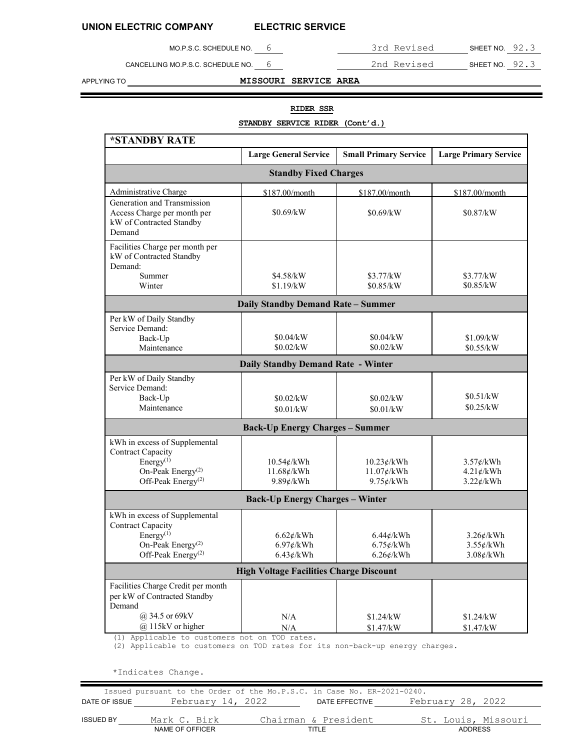UNION ELECTRIC COMPANY ELECTRIC SERVICE

MO.P.S.C. SCHEDULE NO. 6 3rd Revised SHEET NO. 92.3

CANCELLING MO.P.S.C. SCHEDULE NO. 6 2nd Revised SHEET NO. 92.3

APPLYING TO MISSOURI SERVICE AREA

**RIDER SSR**

**STANDBY SERVICE RIDER (Cont'd.)**

| *STANDBY RATE | | | |
|---|---|---|---|
| | **Large General Service** | **Small Primary Service** | **Large Primary Service** |
| **Standby Fixed Charges** | | | |
| Administrative Charge | $187.00/month | $187.00/month | $187.00/month |
| Generation and Transmission Access Charge per month per kW of Contracted Standby Demand | $0.69/kW | $0.69/kW | $0.87/kW |
| Facilities Charge per month per kW of Contracted Standby Demand: | | | |
| Summer | $4.58/kW | $3.77/kW | $3.77/kW |
| Winter | $1.19/kW | $0.85/kW | $0.85/kW |
| **Daily Standby Demand Rate – Summer** | | | |
| Per kW of Daily Standby Service Demand: | | | |
| Back-Up | $0.04/kW | $0.04/kW | $1.09/kW |
| Maintenance | $0.02/kW | $0.02/kW | $0.55/kW |
| **Daily Standby Demand Rate - Winter** | | | |
| Per kW of Daily Standby Service Demand: | | | |
| Back-Up | $0.02/kW | $0.02/kW | $0.51/kW |
| Maintenance | $0.01/kW | $0.01/kW | $0.25/kW |
| **Back-Up Energy Charges – Summer** | | | |
| kWh in excess of Supplemental Contract Capacity | | | |
| Energy[(1)] | 10.54¢/kWh | 10.23¢/kWh | 3.57¢/kWh |
| On-Peak Energy[(2)] | 11.68¢/kWh | 11.07¢/kWh | 4.21¢/kWh |
| Off-Peak Energy[(2)] | 9.89¢/kWh | 9.75¢/kWh | 3.22¢/kWh |
| **Back-Up Energy Charges – Winter** | | | |
| kWh in excess of Supplemental Contract Capacity | | | |
| Energy[(1)] | 6.62¢/kWh | 6.44¢/kWh | 3.26¢/kWh |
| On-Peak Energy[(2)] | 6.97¢/kWh | 6.75¢/kWh | 3.55¢/kWh |
| Off-Peak Energy[(2)] | 6.43¢/kWh | 6.26¢/kWh | 3.08¢/kWh |
| **High Voltage Facilities Charge Discount** | | | |
| Facilities Charge Credit per month per kW of Contracted Standby Demand | | | |
| @ 34.5 or 69kV | N/A | $1.24/kW | $1.24/kW |
| @ 115kV or higher | N/A | $1.47/kW | $1.47/kW |

(1) Applicable to customers not on TOD rates.
(2) Applicable to customers on TOD rates for its non-back-up energy charges.

*Indicates Change.

Issued pursuant to the Order of the Mo.P.S.C. in Case No. ER-2021-0240.

DATE OF ISSUE February 14, 2022 DATE EFFECTIVE February 28, 2022

ISSUED BY Mark C. Birk (NAME OF OFFICER) Chairman & President (TITLE) St. Louis, Missouri (ADDRESS)